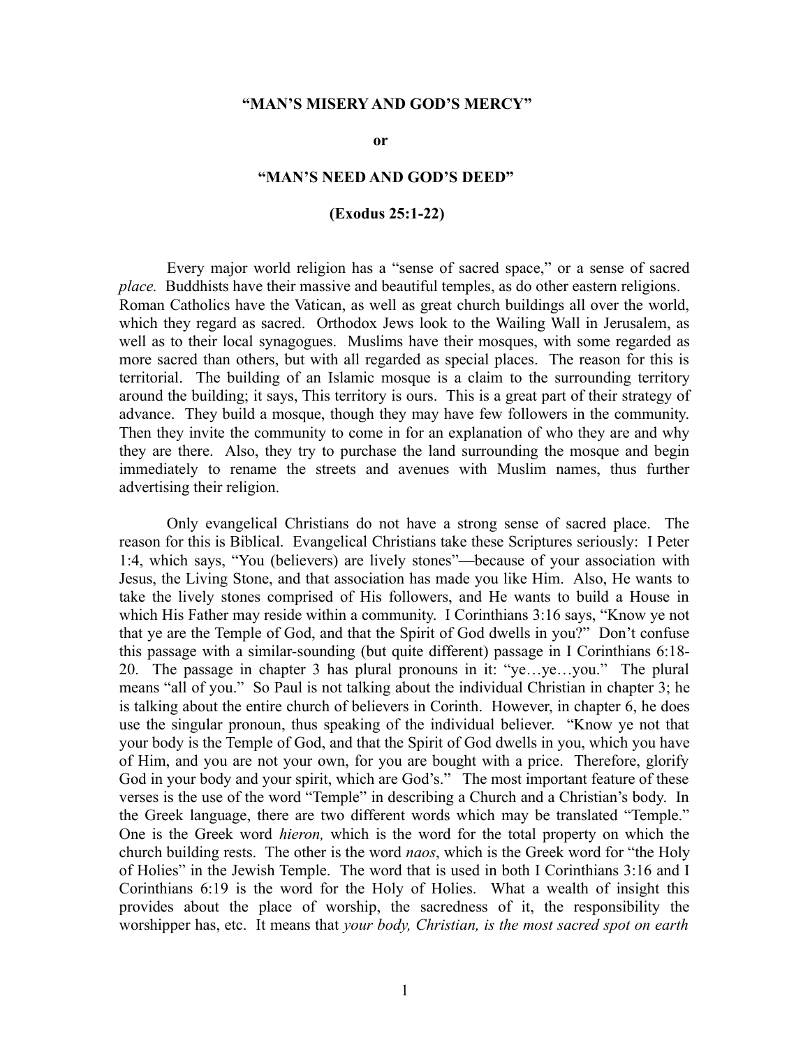**"MAN'S MISERY AND GOD'S MERCY"**

**or**

**"MAN'S NEED AND GOD'S DEED"**

**(Exodus 25:1-22)**

Every major world religion has a "sense of sacred space," or a sense of sacred *place.* Buddhists have their massive and beautiful temples, as do other eastern religions. Roman Catholics have the Vatican, as well as great church buildings all over the world, which they regard as sacred. Orthodox Jews look to the Wailing Wall in Jerusalem, as well as to their local synagogues. Muslims have their mosques, with some regarded as more sacred than others, but with all regarded as special places. The reason for this is territorial. The building of an Islamic mosque is a claim to the surrounding territory around the building; it says, This territory is ours. This is a great part of their strategy of advance. They build a mosque, though they may have few followers in the community. Then they invite the community to come in for an explanation of who they are and why they are there. Also, they try to purchase the land surrounding the mosque and begin immediately to rename the streets and avenues with Muslim names, thus further advertising their religion.

Only evangelical Christians do not have a strong sense of sacred place. The reason for this is Biblical. Evangelical Christians take these Scriptures seriously: I Peter 1:4, which says, "You (believers) are lively stones"—because of your association with Jesus, the Living Stone, and that association has made you like Him. Also, He wants to take the lively stones comprised of His followers, and He wants to build a House in which His Father may reside within a community. I Corinthians 3:16 says, "Know ye not that ye are the Temple of God, and that the Spirit of God dwells in you?" Don't confuse this passage with a similar-sounding (but quite different) passage in I Corinthians 6:18-20. The passage in chapter 3 has plural pronouns in it: "ye…ye…you." The plural means "all of you." So Paul is not talking about the individual Christian in chapter 3; he is talking about the entire church of believers in Corinth. However, in chapter 6, he does use the singular pronoun, thus speaking of the individual believer. "Know ye not that your body is the Temple of God, and that the Spirit of God dwells in you, which you have of Him, and you are not your own, for you are bought with a price. Therefore, glorify God in your body and your spirit, which are God's." The most important feature of these verses is the use of the word "Temple" in describing a Church and a Christian's body. In the Greek language, there are two different words which may be translated "Temple." One is the Greek word *hieron,* which is the word for the total property on which the church building rests. The other is the word *naos*, which is the Greek word for "the Holy of Holies" in the Jewish Temple. The word that is used in both I Corinthians 3:16 and I Corinthians 6:19 is the word for the Holy of Holies. What a wealth of insight this provides about the place of worship, the sacredness of it, the responsibility the worshipper has, etc. It means that *your body, Christian, is the most sacred spot on earth*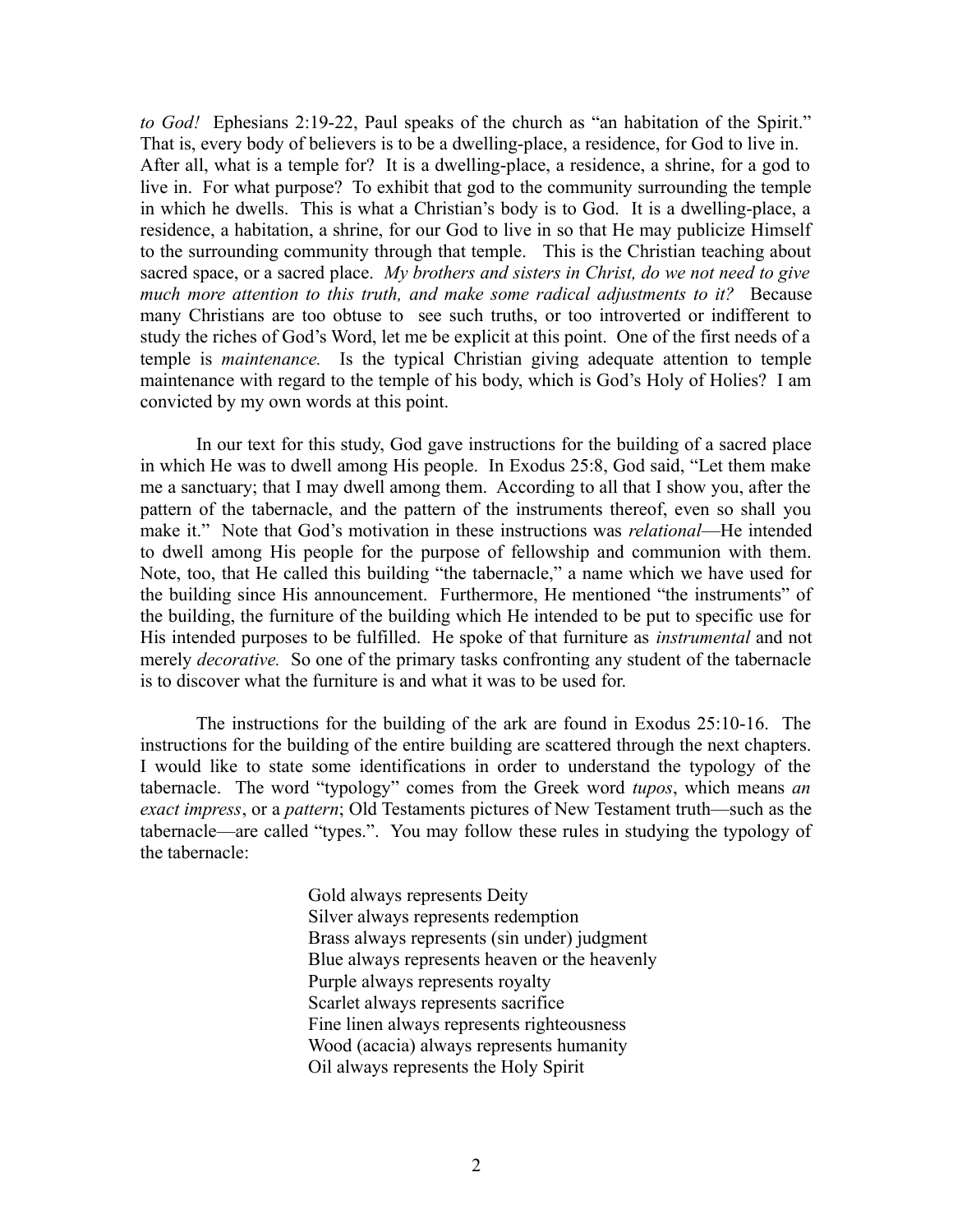*to God!* Ephesians 2:19-22, Paul speaks of the church as "an habitation of the Spirit." That is, every body of believers is to be a dwelling-place, a residence, for God to live in. After all, what is a temple for? It is a dwelling-place, a residence, a shrine, for a god to live in. For what purpose? To exhibit that god to the community surrounding the temple in which he dwells. This is what a Christian's body is to God. It is a dwelling-place, a residence, a habitation, a shrine, for our God to live in so that He may publicize Himself to the surrounding community through that temple. This is the Christian teaching about sacred space, or a sacred place. *My brothers and sisters in Christ, do we not need to give much more attention to this truth, and make some radical adjustments to it?* Because many Christians are too obtuse to see such truths, or too introverted or indifferent to study the riches of God's Word, let me be explicit at this point. One of the first needs of a temple is *maintenance.* Is the typical Christian giving adequate attention to temple maintenance with regard to the temple of his body, which is God's Holy of Holies? I am convicted by my own words at this point.

In our text for this study, God gave instructions for the building of a sacred place in which He was to dwell among His people. In Exodus 25:8, God said, "Let them make me a sanctuary; that I may dwell among them. According to all that I show you, after the pattern of the tabernacle, and the pattern of the instruments thereof, even so shall you make it." Note that God's motivation in these instructions was *relational*—He intended to dwell among His people for the purpose of fellowship and communion with them. Note, too, that He called this building "the tabernacle," a name which we have used for the building since His announcement. Furthermore, He mentioned "the instruments" of the building, the furniture of the building which He intended to be put to specific use for His intended purposes to be fulfilled. He spoke of that furniture as *instrumental* and not merely *decorative.* So one of the primary tasks confronting any student of the tabernacle is to discover what the furniture is and what it was to be used for.

The instructions for the building of the ark are found in Exodus 25:10-16. The instructions for the building of the entire building are scattered through the next chapters. I would like to state some identifications in order to understand the typology of the tabernacle. The word "typology" comes from the Greek word *tupos*, which means *an exact impress*, or a *pattern*; Old Testaments pictures of New Testament truth—such as the tabernacle—are called "types.". You may follow these rules in studying the typology of the tabernacle:

Gold always represents Deity
Silver always represents redemption
Brass always represents (sin under) judgment
Blue always represents heaven or the heavenly
Purple always represents royalty
Scarlet always represents sacrifice
Fine linen always represents righteousness
Wood (acacia) always represents humanity
Oil always represents the Holy Spirit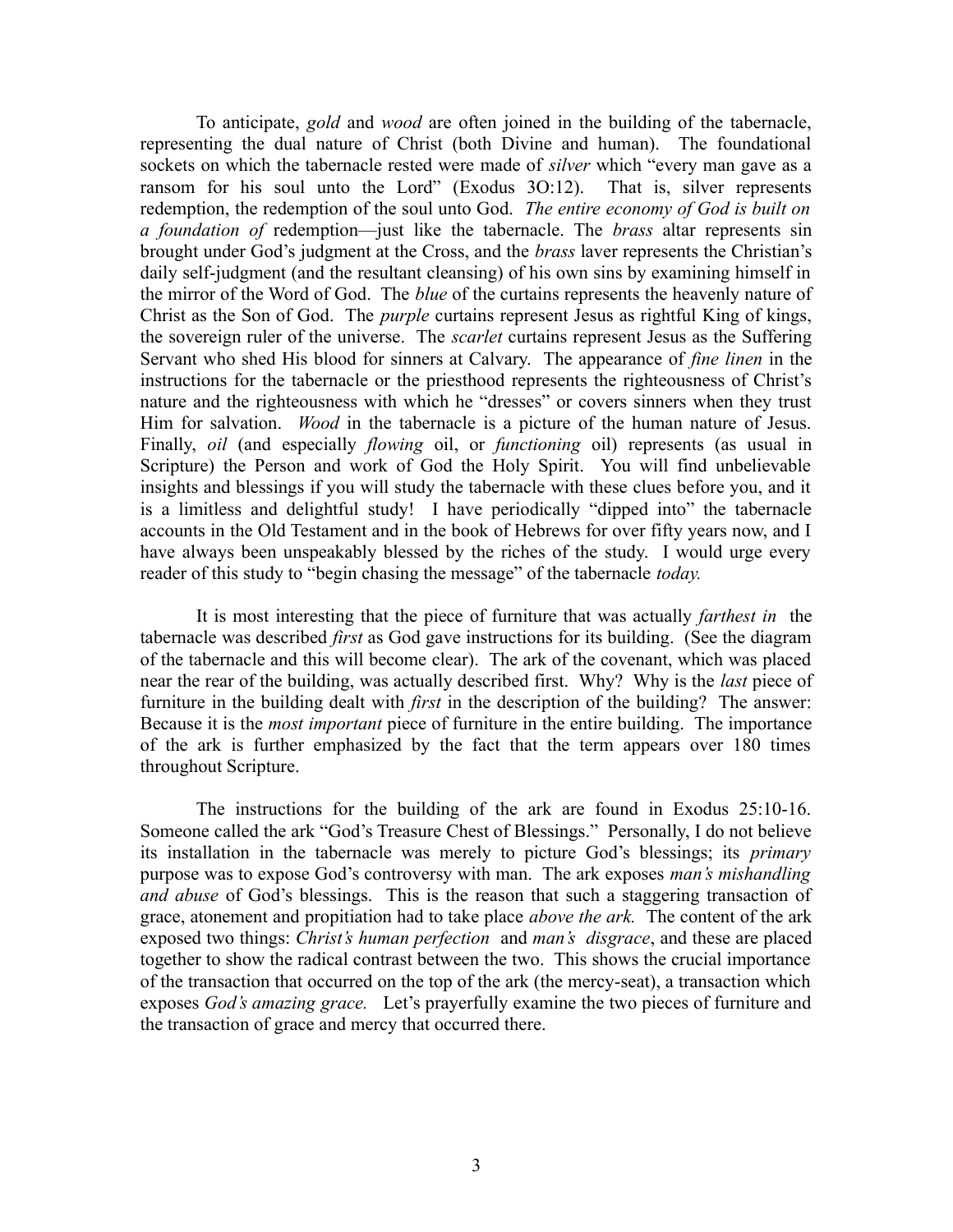To anticipate, *gold* and *wood* are often joined in the building of the tabernacle, representing the dual nature of Christ (both Divine and human). The foundational sockets on which the tabernacle rested were made of *silver* which "every man gave as a ransom for his soul unto the Lord" (Exodus 3O:12). That is, silver represents redemption, the redemption of the soul unto God. *The entire economy of God is built on a foundation of* redemption—just like the tabernacle. The *brass* altar represents sin brought under God's judgment at the Cross, and the *brass* laver represents the Christian's daily self-judgment (and the resultant cleansing) of his own sins by examining himself in the mirror of the Word of God. The *blue* of the curtains represents the heavenly nature of Christ as the Son of God. The *purple* curtains represent Jesus as rightful King of kings, the sovereign ruler of the universe. The *scarlet* curtains represent Jesus as the Suffering Servant who shed His blood for sinners at Calvary. The appearance of *fine linen* in the instructions for the tabernacle or the priesthood represents the righteousness of Christ's nature and the righteousness with which he "dresses" or covers sinners when they trust Him for salvation. *Wood* in the tabernacle is a picture of the human nature of Jesus. Finally, *oil* (and especially *flowing* oil, or *functioning* oil) represents (as usual in Scripture) the Person and work of God the Holy Spirit. You will find unbelievable insights and blessings if you will study the tabernacle with these clues before you, and it is a limitless and delightful study! I have periodically "dipped into" the tabernacle accounts in the Old Testament and in the book of Hebrews for over fifty years now, and I have always been unspeakably blessed by the riches of the study. I would urge every reader of this study to "begin chasing the message" of the tabernacle *today.*

It is most interesting that the piece of furniture that was actually *farthest in* the tabernacle was described *first* as God gave instructions for its building. (See the diagram of the tabernacle and this will become clear). The ark of the covenant, which was placed near the rear of the building, was actually described first. Why? Why is the *last* piece of furniture in the building dealt with *first* in the description of the building? The answer: Because it is the *most important* piece of furniture in the entire building. The importance of the ark is further emphasized by the fact that the term appears over 180 times throughout Scripture.

The instructions for the building of the ark are found in Exodus 25:10-16. Someone called the ark "God's Treasure Chest of Blessings." Personally, I do not believe its installation in the tabernacle was merely to picture God's blessings; its *primary* purpose was to expose God's controversy with man. The ark exposes *man's mishandling and abuse* of God's blessings. This is the reason that such a staggering transaction of grace, atonement and propitiation had to take place *above the ark.* The content of the ark exposed two things: *Christ's human perfection* and *man's disgrace*, and these are placed together to show the radical contrast between the two. This shows the crucial importance of the transaction that occurred on the top of the ark (the mercy-seat), a transaction which exposes *God's amazing grace.* Let's prayerfully examine the two pieces of furniture and the transaction of grace and mercy that occurred there.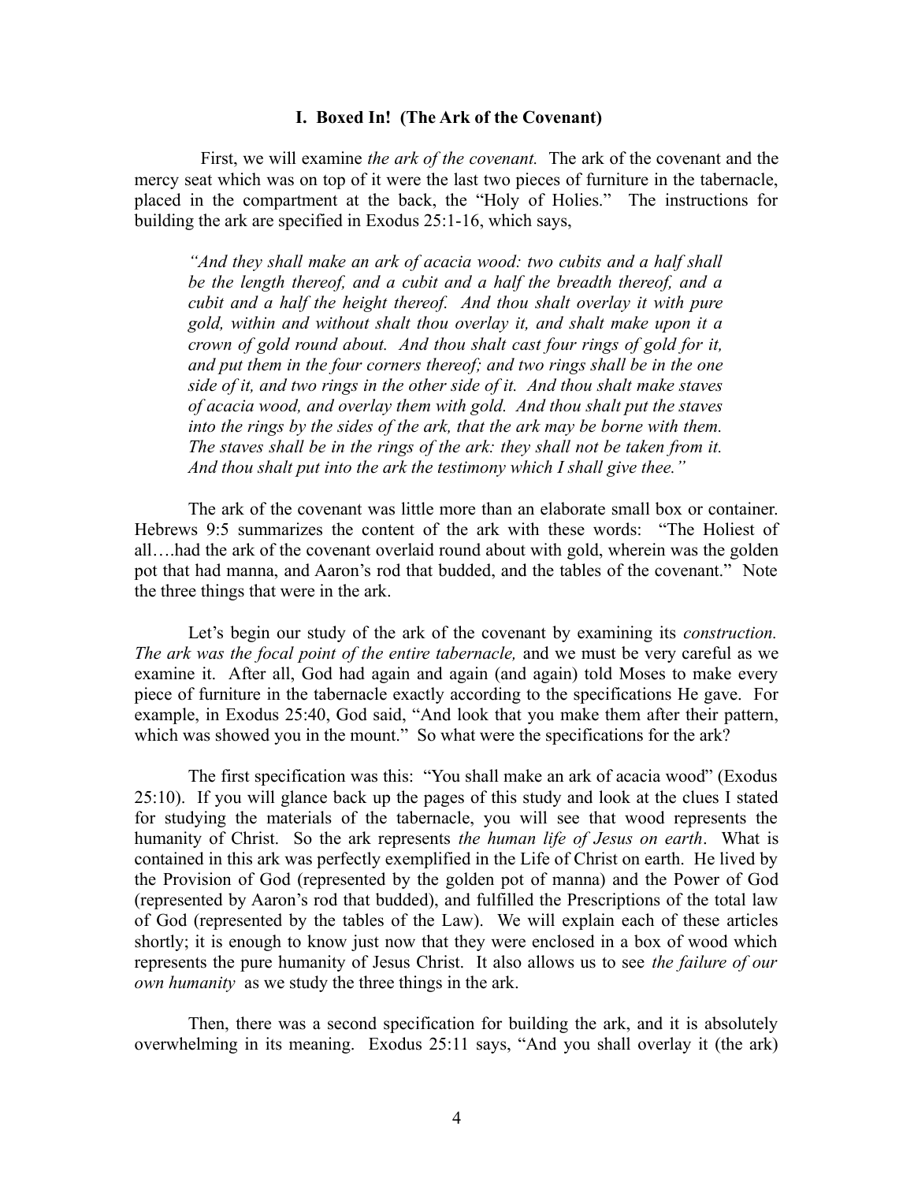### I. Boxed In! (The Ark of the Covenant)

First, we will examine *the ark of the covenant.* The ark of the covenant and the mercy seat which was on top of it were the last two pieces of furniture in the tabernacle, placed in the compartment at the back, the "Holy of Holies." The instructions for building the ark are specified in Exodus 25:1-16, which says,

> *"And they shall make an ark of acacia wood: two cubits and a half shall be the length thereof, and a cubit and a half the breadth thereof, and a cubit and a half the height thereof. And thou shalt overlay it with pure gold, within and without shalt thou overlay it, and shalt make upon it a crown of gold round about. And thou shalt cast four rings of gold for it, and put them in the four corners thereof; and two rings shall be in the one side of it, and two rings in the other side of it. And thou shalt make staves of acacia wood, and overlay them with gold. And thou shalt put the staves into the rings by the sides of the ark, that the ark may be borne with them. The staves shall be in the rings of the ark: they shall not be taken from it. And thou shalt put into the ark the testimony which I shall give thee."*

The ark of the covenant was little more than an elaborate small box or container. Hebrews 9:5 summarizes the content of the ark with these words: "The Holiest of all….had the ark of the covenant overlaid round about with gold, wherein was the golden pot that had manna, and Aaron's rod that budded, and the tables of the covenant." Note the three things that were in the ark.

Let's begin our study of the ark of the covenant by examining its *construction. The ark was the focal point of the entire tabernacle,* and we must be very careful as we examine it. After all, God had again and again (and again) told Moses to make every piece of furniture in the tabernacle exactly according to the specifications He gave. For example, in Exodus 25:40, God said, "And look that you make them after their pattern, which was showed you in the mount." So what were the specifications for the ark?

The first specification was this: "You shall make an ark of acacia wood" (Exodus 25:10). If you will glance back up the pages of this study and look at the clues I stated for studying the materials of the tabernacle, you will see that wood represents the humanity of Christ. So the ark represents *the human life of Jesus on earth*. What is contained in this ark was perfectly exemplified in the Life of Christ on earth. He lived by the Provision of God (represented by the golden pot of manna) and the Power of God (represented by Aaron's rod that budded), and fulfilled the Prescriptions of the total law of God (represented by the tables of the Law). We will explain each of these articles shortly; it is enough to know just now that they were enclosed in a box of wood which represents the pure humanity of Jesus Christ. It also allows us to see *the failure of our own humanity* as we study the three things in the ark.

Then, there was a second specification for building the ark, and it is absolutely overwhelming in its meaning. Exodus 25:11 says, "And you shall overlay it (the ark)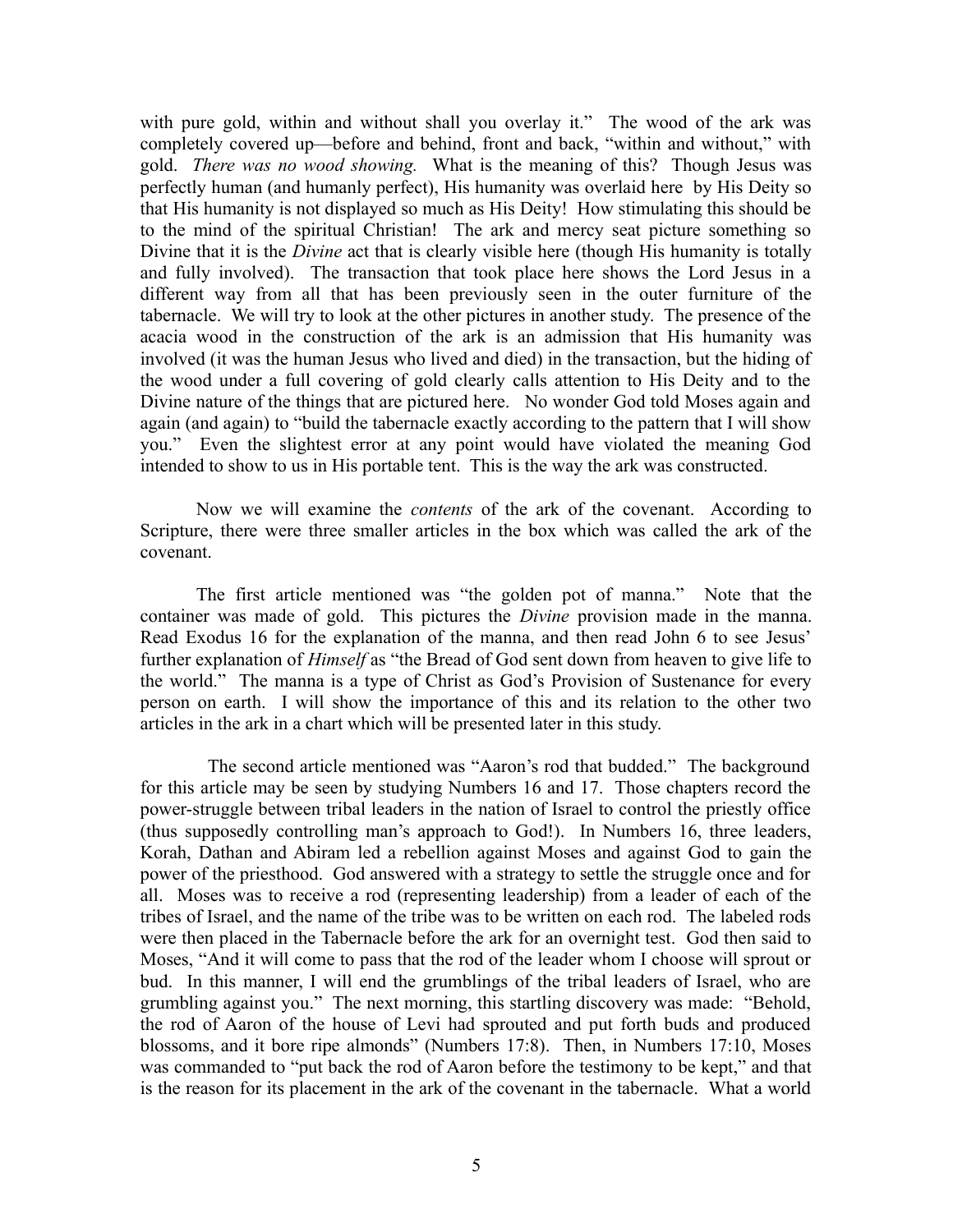with pure gold, within and without shall you overlay it." The wood of the ark was completely covered up—before and behind, front and back, "within and without," with gold. *There was no wood showing.* What is the meaning of this? Though Jesus was perfectly human (and humanly perfect), His humanity was overlaid here by His Deity so that His humanity is not displayed so much as His Deity! How stimulating this should be to the mind of the spiritual Christian! The ark and mercy seat picture something so Divine that it is the *Divine* act that is clearly visible here (though His humanity is totally and fully involved). The transaction that took place here shows the Lord Jesus in a different way from all that has been previously seen in the outer furniture of the tabernacle. We will try to look at the other pictures in another study. The presence of the acacia wood in the construction of the ark is an admission that His humanity was involved (it was the human Jesus who lived and died) in the transaction, but the hiding of the wood under a full covering of gold clearly calls attention to His Deity and to the Divine nature of the things that are pictured here. No wonder God told Moses again and again (and again) to "build the tabernacle exactly according to the pattern that I will show you." Even the slightest error at any point would have violated the meaning God intended to show to us in His portable tent. This is the way the ark was constructed.

Now we will examine the *contents* of the ark of the covenant. According to Scripture, there were three smaller articles in the box which was called the ark of the covenant.

The first article mentioned was "the golden pot of manna." Note that the container was made of gold. This pictures the *Divine* provision made in the manna. Read Exodus 16 for the explanation of the manna, and then read John 6 to see Jesus' further explanation of *Himself* as "the Bread of God sent down from heaven to give life to the world." The manna is a type of Christ as God's Provision of Sustenance for every person on earth. I will show the importance of this and its relation to the other two articles in the ark in a chart which will be presented later in this study.

The second article mentioned was "Aaron's rod that budded." The background for this article may be seen by studying Numbers 16 and 17. Those chapters record the power-struggle between tribal leaders in the nation of Israel to control the priestly office (thus supposedly controlling man's approach to God!). In Numbers 16, three leaders, Korah, Dathan and Abiram led a rebellion against Moses and against God to gain the power of the priesthood. God answered with a strategy to settle the struggle once and for all. Moses was to receive a rod (representing leadership) from a leader of each of the tribes of Israel, and the name of the tribe was to be written on each rod. The labeled rods were then placed in the Tabernacle before the ark for an overnight test. God then said to Moses, "And it will come to pass that the rod of the leader whom I choose will sprout or bud. In this manner, I will end the grumblings of the tribal leaders of Israel, who are grumbling against you." The next morning, this startling discovery was made: "Behold, the rod of Aaron of the house of Levi had sprouted and put forth buds and produced blossoms, and it bore ripe almonds" (Numbers 17:8). Then, in Numbers 17:10, Moses was commanded to "put back the rod of Aaron before the testimony to be kept," and that is the reason for its placement in the ark of the covenant in the tabernacle. What a world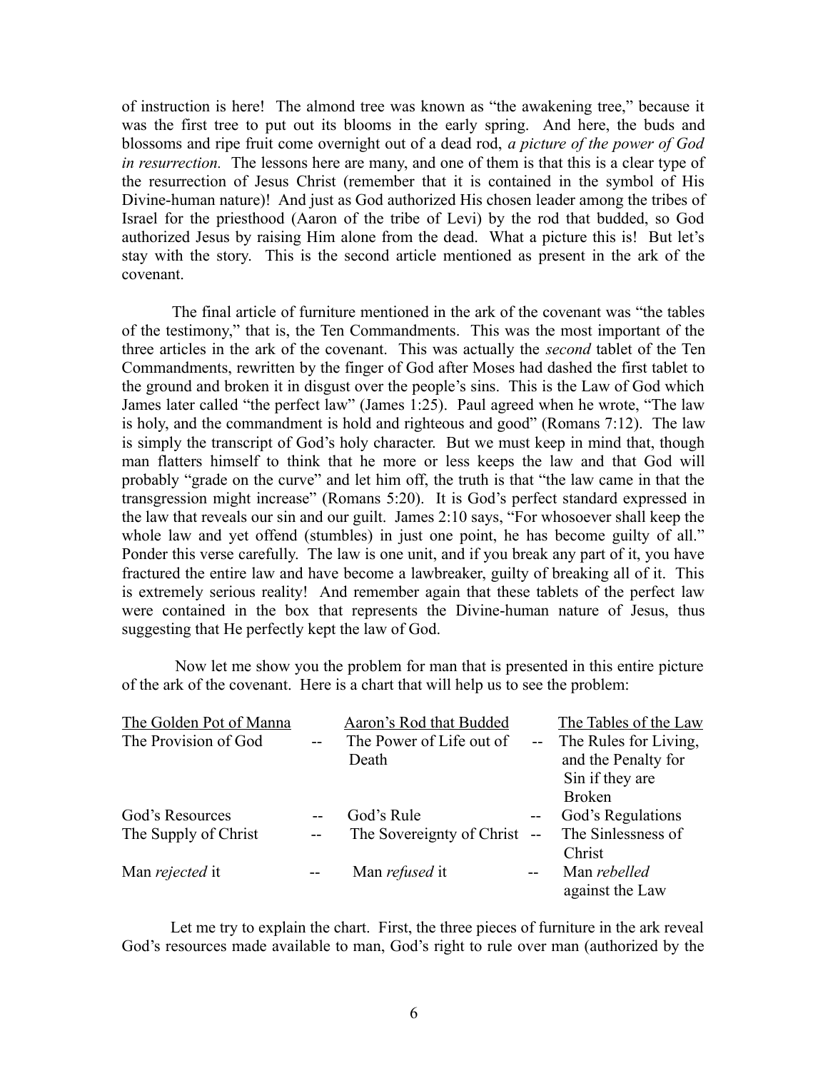of instruction is here! The almond tree was known as "the awakening tree," because it was the first tree to put out its blooms in the early spring. And here, the buds and blossoms and ripe fruit come overnight out of a dead rod, *a picture of the power of God in resurrection.* The lessons here are many, and one of them is that this is a clear type of the resurrection of Jesus Christ (remember that it is contained in the symbol of His Divine-human nature)! And just as God authorized His chosen leader among the tribes of Israel for the priesthood (Aaron of the tribe of Levi) by the rod that budded, so God authorized Jesus by raising Him alone from the dead. What a picture this is! But let's stay with the story. This is the second article mentioned as present in the ark of the covenant.

The final article of furniture mentioned in the ark of the covenant was "the tables of the testimony," that is, the Ten Commandments. This was the most important of the three articles in the ark of the covenant. This was actually the *second* tablet of the Ten Commandments, rewritten by the finger of God after Moses had dashed the first tablet to the ground and broken it in disgust over the people's sins. This is the Law of God which James later called "the perfect law" (James 1:25). Paul agreed when he wrote, "The law is holy, and the commandment is hold and righteous and good" (Romans 7:12). The law is simply the transcript of God's holy character. But we must keep in mind that, though man flatters himself to think that he more or less keeps the law and that God will probably "grade on the curve" and let him off, the truth is that "the law came in that the transgression might increase" (Romans 5:20). It is God's perfect standard expressed in the law that reveals our sin and our guilt. James 2:10 says, "For whosoever shall keep the whole law and yet offend (stumbles) in just one point, he has become guilty of all." Ponder this verse carefully. The law is one unit, and if you break any part of it, you have fractured the entire law and have become a lawbreaker, guilty of breaking all of it. This is extremely serious reality! And remember again that these tablets of the perfect law were contained in the box that represents the Divine-human nature of Jesus, thus suggesting that He perfectly kept the law of God.

Now let me show you the problem for man that is presented in this entire picture of the ark of the covenant. Here is a chart that will help us to see the problem:

| The Golden Pot of Manna | | Aaron's Rod that Budded | | The Tables of the Law |
|---|---|---|---|---|
| The Provision of God | -- | The Power of Life out of Death | -- | The Rules for Living, and the Penalty for Sin if they are Broken |
| God's Resources | -- | God's Rule | -- | God's Regulations |
| The Supply of Christ | -- | The Sovereignty of Christ | -- | The Sinlessness of Christ |
| Man *rejected* it | -- | Man *refused* it | -- | Man *rebelled* against the Law |

Let me try to explain the chart. First, the three pieces of furniture in the ark reveal God's resources made available to man, God's right to rule over man (authorized by the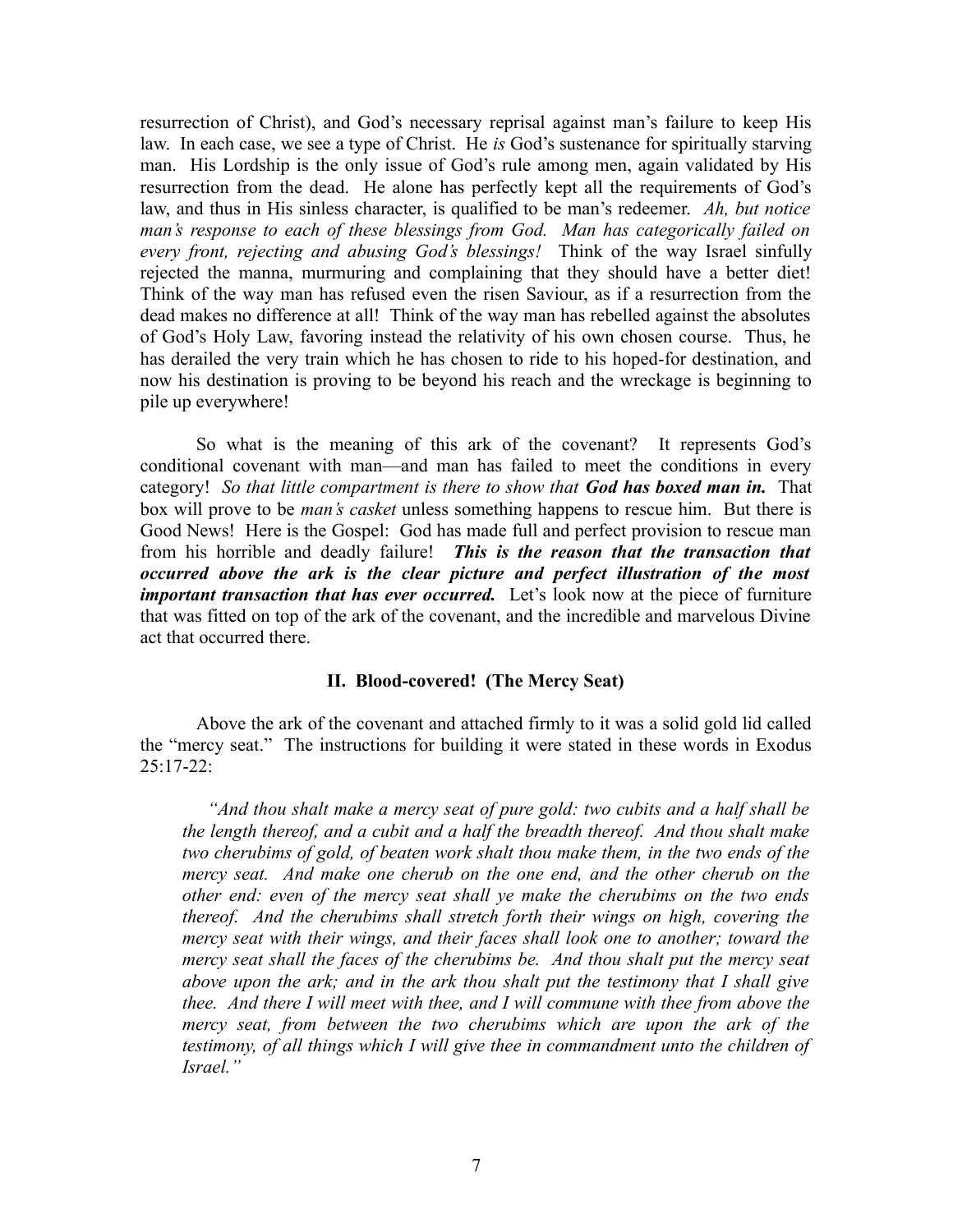resurrection of Christ), and God's necessary reprisal against man's failure to keep His law. In each case, we see a type of Christ. He *is* God's sustenance for spiritually starving man. His Lordship is the only issue of God's rule among men, again validated by His resurrection from the dead. He alone has perfectly kept all the requirements of God's law, and thus in His sinless character, is qualified to be man's redeemer. *Ah, but notice man's response to each of these blessings from God. Man has categorically failed on every front, rejecting and abusing God's blessings!* Think of the way Israel sinfully rejected the manna, murmuring and complaining that they should have a better diet! Think of the way man has refused even the risen Saviour, as if a resurrection from the dead makes no difference at all! Think of the way man has rebelled against the absolutes of God's Holy Law, favoring instead the relativity of his own chosen course. Thus, he has derailed the very train which he has chosen to ride to his hoped-for destination, and now his destination is proving to be beyond his reach and the wreckage is beginning to pile up everywhere!

So what is the meaning of this ark of the covenant? It represents God's conditional covenant with man—and man has failed to meet the conditions in every category! *So that little compartment is there to show that **God has boxed man in.*** That box will prove to be *man's casket* unless something happens to rescue him. But there is Good News! Here is the Gospel: God has made full and perfect provision to rescue man from his horrible and deadly failure! ***This is the reason that the transaction that occurred above the ark is the clear picture and perfect illustration of the most important transaction that has ever occurred.*** Let's look now at the piece of furniture that was fitted on top of the ark of the covenant, and the incredible and marvelous Divine act that occurred there.

## II. Blood-covered! (The Mercy Seat)

Above the ark of the covenant and attached firmly to it was a solid gold lid called the "mercy seat." The instructions for building it were stated in these words in Exodus 25:17-22:

> *"And thou shalt make a mercy seat of pure gold: two cubits and a half shall be the length thereof, and a cubit and a half the breadth thereof. And thou shalt make two cherubims of gold, of beaten work shalt thou make them, in the two ends of the mercy seat. And make one cherub on the one end, and the other cherub on the other end: even of the mercy seat shall ye make the cherubims on the two ends thereof. And the cherubims shall stretch forth their wings on high, covering the mercy seat with their wings, and their faces shall look one to another; toward the mercy seat shall the faces of the cherubims be. And thou shalt put the mercy seat above upon the ark; and in the ark thou shalt put the testimony that I shall give thee. And there I will meet with thee, and I will commune with thee from above the mercy seat, from between the two cherubims which are upon the ark of the testimony, of all things which I will give thee in commandment unto the children of Israel."*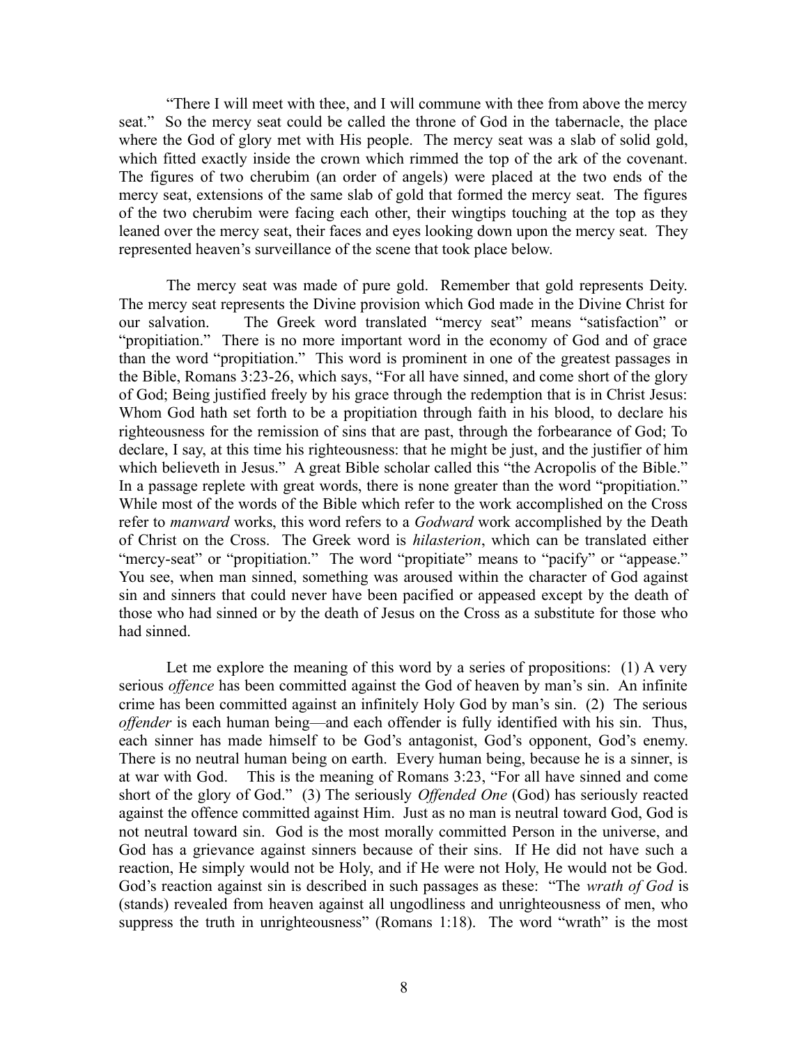"There I will meet with thee, and I will commune with thee from above the mercy seat." So the mercy seat could be called the throne of God in the tabernacle, the place where the God of glory met with His people. The mercy seat was a slab of solid gold, which fitted exactly inside the crown which rimmed the top of the ark of the covenant. The figures of two cherubim (an order of angels) were placed at the two ends of the mercy seat, extensions of the same slab of gold that formed the mercy seat. The figures of the two cherubim were facing each other, their wingtips touching at the top as they leaned over the mercy seat, their faces and eyes looking down upon the mercy seat. They represented heaven's surveillance of the scene that took place below.

The mercy seat was made of pure gold. Remember that gold represents Deity. The mercy seat represents the Divine provision which God made in the Divine Christ for our salvation. The Greek word translated "mercy seat" means "satisfaction" or "propitiation." There is no more important word in the economy of God and of grace than the word "propitiation." This word is prominent in one of the greatest passages in the Bible, Romans 3:23-26, which says, "For all have sinned, and come short of the glory of God; Being justified freely by his grace through the redemption that is in Christ Jesus: Whom God hath set forth to be a propitiation through faith in his blood, to declare his righteousness for the remission of sins that are past, through the forbearance of God; To declare, I say, at this time his righteousness: that he might be just, and the justifier of him which believeth in Jesus." A great Bible scholar called this "the Acropolis of the Bible." In a passage replete with great words, there is none greater than the word "propitiation." While most of the words of the Bible which refer to the work accomplished on the Cross refer to *manward* works, this word refers to a *Godward* work accomplished by the Death of Christ on the Cross. The Greek word is *hilasterion*, which can be translated either "mercy-seat" or "propitiation." The word "propitiate" means to "pacify" or "appease." You see, when man sinned, something was aroused within the character of God against sin and sinners that could never have been pacified or appeased except by the death of those who had sinned or by the death of Jesus on the Cross as a substitute for those who had sinned.

Let me explore the meaning of this word by a series of propositions: (1) A very serious *offence* has been committed against the God of heaven by man's sin. An infinite crime has been committed against an infinitely Holy God by man's sin. (2) The serious *offender* is each human being—and each offender is fully identified with his sin. Thus, each sinner has made himself to be God's antagonist, God's opponent, God's enemy. There is no neutral human being on earth. Every human being, because he is a sinner, is at war with God. This is the meaning of Romans 3:23, "For all have sinned and come short of the glory of God." (3) The seriously *Offended One* (God) has seriously reacted against the offence committed against Him. Just as no man is neutral toward God, God is not neutral toward sin. God is the most morally committed Person in the universe, and God has a grievance against sinners because of their sins. If He did not have such a reaction, He simply would not be Holy, and if He were not Holy, He would not be God. God's reaction against sin is described in such passages as these: "The *wrath of God* is (stands) revealed from heaven against all ungodliness and unrighteousness of men, who suppress the truth in unrighteousness" (Romans 1:18). The word "wrath" is the most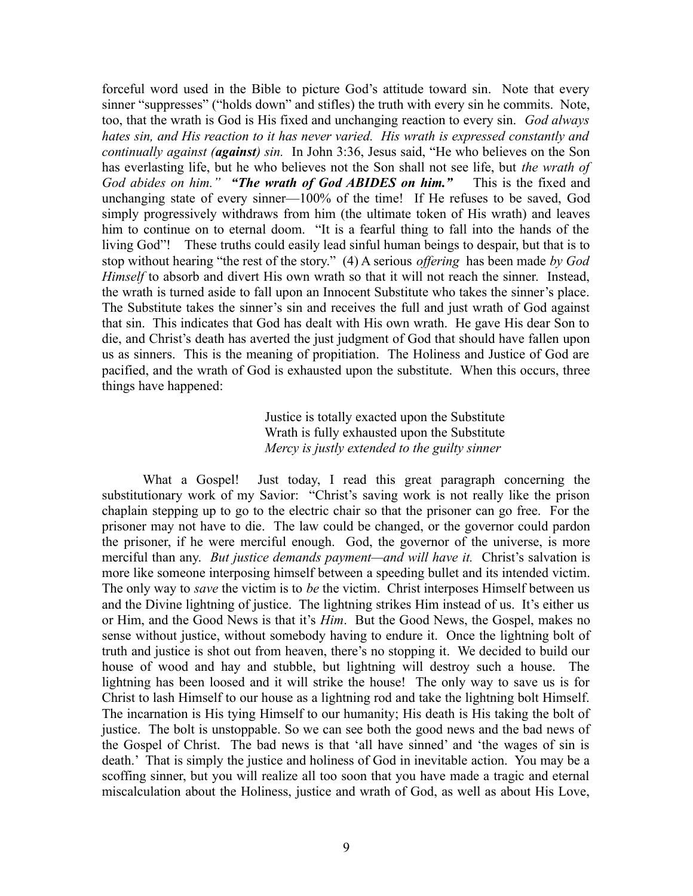forceful word used in the Bible to picture God's attitude toward sin. Note that every sinner "suppresses" ("holds down" and stifles) the truth with every sin he commits. Note, too, that the wrath is God is His fixed and unchanging reaction to every sin. *God always hates sin, and His reaction to it has never varied. His wrath is expressed constantly and continually against (**against**) sin.* In John 3:36, Jesus said, "He who believes on the Son has everlasting life, but he who believes not the Son shall not see life, but *the wrath of God abides on him."* ***"The wrath of God ABIDES on him."*** This is the fixed and unchanging state of every sinner—100% of the time! If He refuses to be saved, God simply progressively withdraws from him (the ultimate token of His wrath) and leaves him to continue on to eternal doom. "It is a fearful thing to fall into the hands of the living God"! These truths could easily lead sinful human beings to despair, but that is to stop without hearing "the rest of the story." (4) A serious *offering* has been made *by God Himself* to absorb and divert His own wrath so that it will not reach the sinner. Instead, the wrath is turned aside to fall upon an Innocent Substitute who takes the sinner's place. The Substitute takes the sinner's sin and receives the full and just wrath of God against that sin. This indicates that God has dealt with His own wrath. He gave His dear Son to die, and Christ's death has averted the just judgment of God that should have fallen upon us as sinners. This is the meaning of propitiation. The Holiness and Justice of God are pacified, and the wrath of God is exhausted upon the substitute. When this occurs, three things have happened:

> Justice is totally exacted upon the Substitute
> Wrath is fully exhausted upon the Substitute
> *Mercy is justly extended to the guilty sinner*

What a Gospel! Just today, I read this great paragraph concerning the substitutionary work of my Savior: "Christ's saving work is not really like the prison chaplain stepping up to go to the electric chair so that the prisoner can go free. For the prisoner may not have to die. The law could be changed, or the governor could pardon the prisoner, if he were merciful enough. God, the governor of the universe, is more merciful than any. *But justice demands payment—and will have it.* Christ's salvation is more like someone interposing himself between a speeding bullet and its intended victim. The only way to *save* the victim is to *be* the victim. Christ interposes Himself between us and the Divine lightning of justice. The lightning strikes Him instead of us. It's either us or Him, and the Good News is that it's *Him*. But the Good News, the Gospel, makes no sense without justice, without somebody having to endure it. Once the lightning bolt of truth and justice is shot out from heaven, there's no stopping it. We decided to build our house of wood and hay and stubble, but lightning will destroy such a house. The lightning has been loosed and it will strike the house! The only way to save us is for Christ to lash Himself to our house as a lightning rod and take the lightning bolt Himself. The incarnation is His tying Himself to our humanity; His death is His taking the bolt of justice. The bolt is unstoppable. So we can see both the good news and the bad news of the Gospel of Christ. The bad news is that 'all have sinned' and 'the wages of sin is death.' That is simply the justice and holiness of God in inevitable action. You may be a scoffing sinner, but you will realize all too soon that you have made a tragic and eternal miscalculation about the Holiness, justice and wrath of God, as well as about His Love,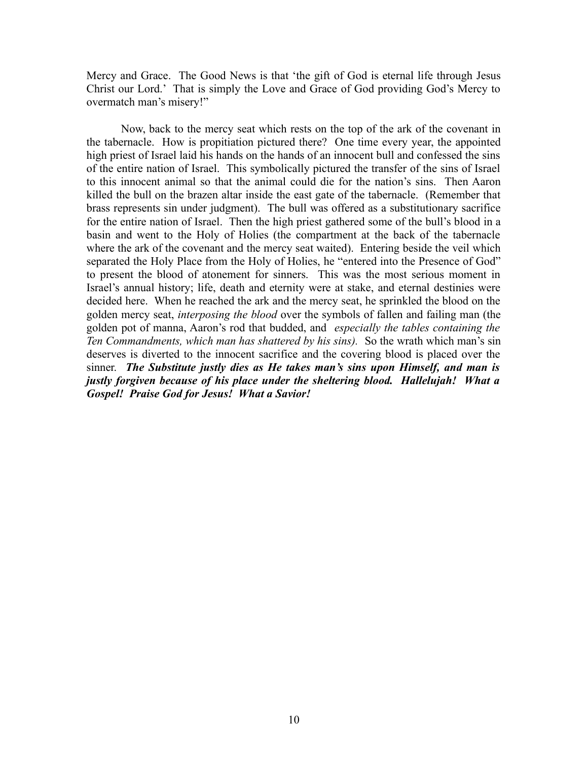Mercy and Grace. The Good News is that 'the gift of God is eternal life through Jesus Christ our Lord.' That is simply the Love and Grace of God providing God's Mercy to overmatch man's misery!"

Now, back to the mercy seat which rests on the top of the ark of the covenant in the tabernacle. How is propitiation pictured there? One time every year, the appointed high priest of Israel laid his hands on the hands of an innocent bull and confessed the sins of the entire nation of Israel. This symbolically pictured the transfer of the sins of Israel to this innocent animal so that the animal could die for the nation's sins. Then Aaron killed the bull on the brazen altar inside the east gate of the tabernacle. (Remember that brass represents sin under judgment). The bull was offered as a substitutionary sacrifice for the entire nation of Israel. Then the high priest gathered some of the bull's blood in a basin and went to the Holy of Holies (the compartment at the back of the tabernacle where the ark of the covenant and the mercy seat waited). Entering beside the veil which separated the Holy Place from the Holy of Holies, he "entered into the Presence of God" to present the blood of atonement for sinners. This was the most serious moment in Israel's annual history; life, death and eternity were at stake, and eternal destinies were decided here. When he reached the ark and the mercy seat, he sprinkled the blood on the golden mercy seat, *interposing the blood* over the symbols of fallen and failing man (the golden pot of manna, Aaron's rod that budded, and *especially the tables containing the Ten Commandments, which man has shattered by his sins).* So the wrath which man's sin deserves is diverted to the innocent sacrifice and the covering blood is placed over the sinner. ***The Substitute justly dies as He takes man's sins upon Himself, and man is justly forgiven because of his place under the sheltering blood. Hallelujah! What a Gospel! Praise God for Jesus! What a Savior!***